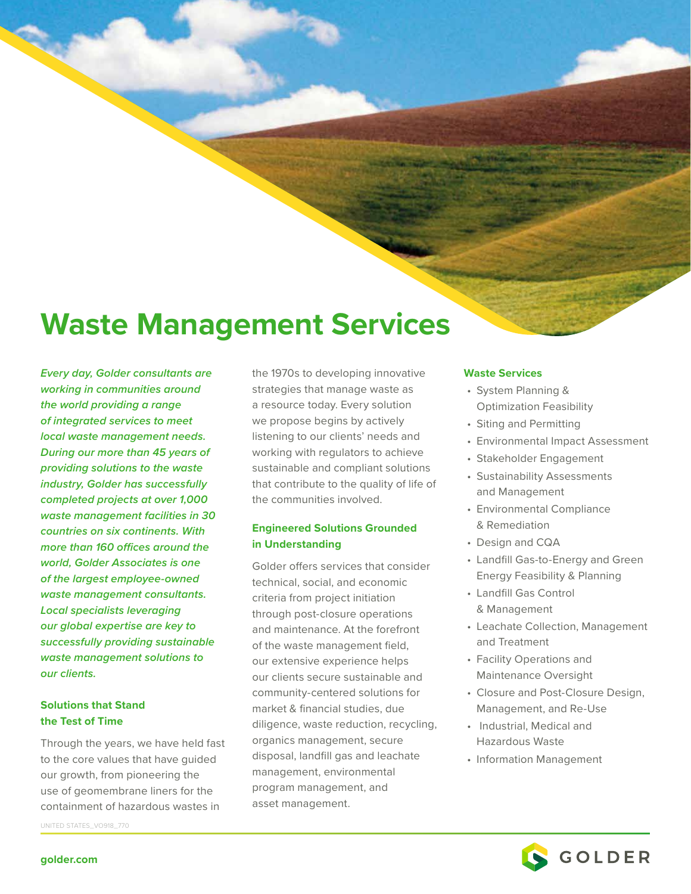# Waste Management Services

***Every day, Golder consultants are working in communities around the world providing a range of integrated services to meet local waste management needs. During our more than 45 years of providing solutions to the waste industry, Golder has successfully completed projects at over 1,000 waste management facilities in 30 countries on six continents. With more than 160 offices around the world, Golder Associates is one of the largest employee-owned waste management consultants. Local specialists leveraging our global expertise are key to successfully providing sustainable waste management solutions to our clients.***

### Solutions that Stand the Test of Time

Through the years, we have held fast to the core values that have guided our growth, from pioneering the use of geomembrane liners for the containment of hazardous wastes in the 1970s to developing innovative strategies that manage waste as a resource today. Every solution we propose begins by actively listening to our clients' needs and working with regulators to achieve sustainable and compliant solutions that contribute to the quality of life of the communities involved.

### Engineered Solutions Grounded in Understanding

Golder offers services that consider technical, social, and economic criteria from project initiation through post-closure operations and maintenance. At the forefront of the waste management field, our extensive experience helps our clients secure sustainable and community-centered solutions for market & financial studies, due diligence, waste reduction, recycling, organics management, secure disposal, landfill gas and leachate management, environmental program management, and asset management.

### Waste Services

- System Planning & Optimization Feasibility
- Siting and Permitting
- Environmental Impact Assessment
- Stakeholder Engagement
- Sustainability Assessments and Management
- Environmental Compliance & Remediation
- Design and CQA
- Landfill Gas-to-Energy and Green Energy Feasibility & Planning
- Landfill Gas Control & Management
- Leachate Collection, Management and Treatment
- Facility Operations and Maintenance Oversight
- Closure and Post-Closure Design, Management, and Re-Use
- Industrial, Medical and Hazardous Waste
- Information Management

UNITED STATES_VO918_770

golder.com

GOLDER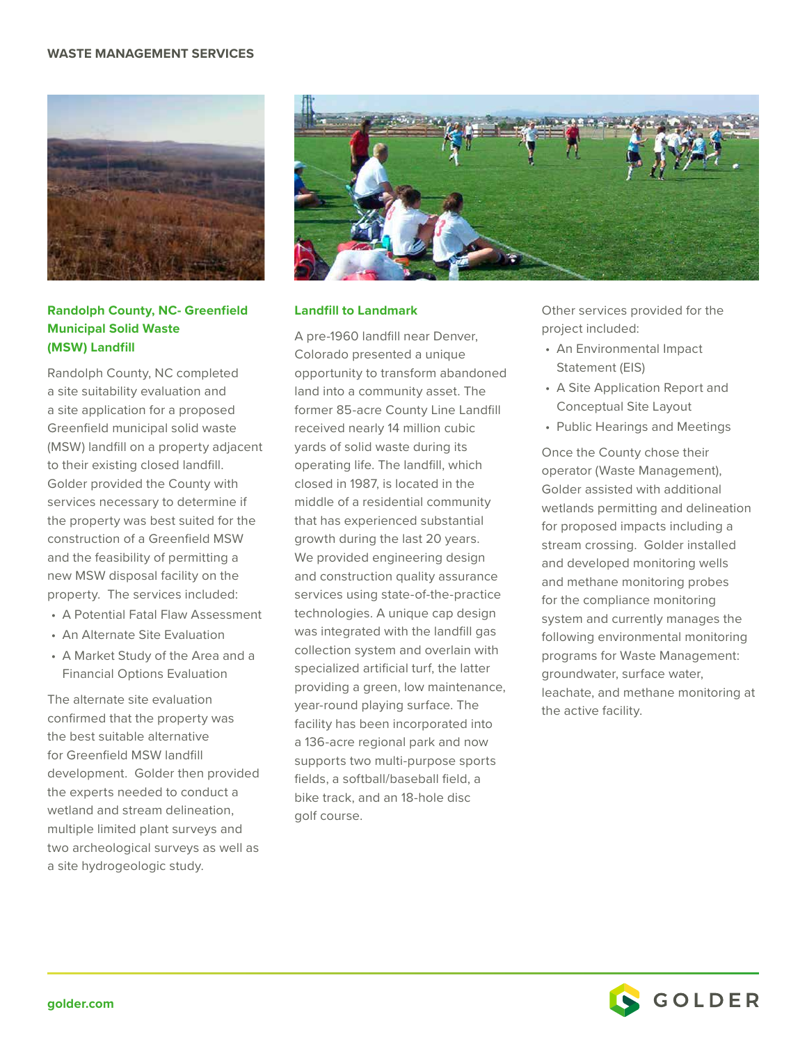## Randolph County, NC- Greenfield Municipal Solid Waste (MSW) Landfill

Randolph County, NC completed a site suitability evaluation and a site application for a proposed Greenfield municipal solid waste (MSW) landfill on a property adjacent to their existing closed landfill. Golder provided the County with services necessary to determine if the property was best suited for the construction of a Greenfield MSW and the feasibility of permitting a new MSW disposal facility on the property. The services included:

- A Potential Fatal Flaw Assessment
- An Alternate Site Evaluation
- A Market Study of the Area and a Financial Options Evaluation

The alternate site evaluation confirmed that the property was the best suitable alternative for Greenfield MSW landfill development. Golder then provided the experts needed to conduct a wetland and stream delineation, multiple limited plant surveys and two archeological surveys as well as a site hydrogeologic study.

Other services provided for the project included:

- An Environmental Impact Statement (EIS)
- A Site Application Report and Conceptual Site Layout
- Public Hearings and Meetings

Once the County chose their operator (Waste Management), Golder assisted with additional wetlands permitting and delineation for proposed impacts including a stream crossing. Golder installed and developed monitoring wells and methane monitoring probes for the compliance monitoring system and currently manages the following environmental monitoring programs for Waste Management: groundwater, surface water, leachate, and methane monitoring at the active facility.

## Landfill to Landmark

A pre-1960 landfill near Denver, Colorado presented a unique opportunity to transform abandoned land into a community asset. The former 85-acre County Line Landfill received nearly 14 million cubic yards of solid waste during its operating life. The landfill, which closed in 1987, is located in the middle of a residential community that has experienced substantial growth during the last 20 years. We provided engineering design and construction quality assurance services using state-of-the-practice technologies. A unique cap design was integrated with the landfill gas collection system and overlain with specialized artificial turf, the latter providing a green, low maintenance, year-round playing surface. The facility has been incorporated into a 136-acre regional park and now supports two multi-purpose sports fields, a softball/baseball field, a bike track, and an 18-hole disc golf course.